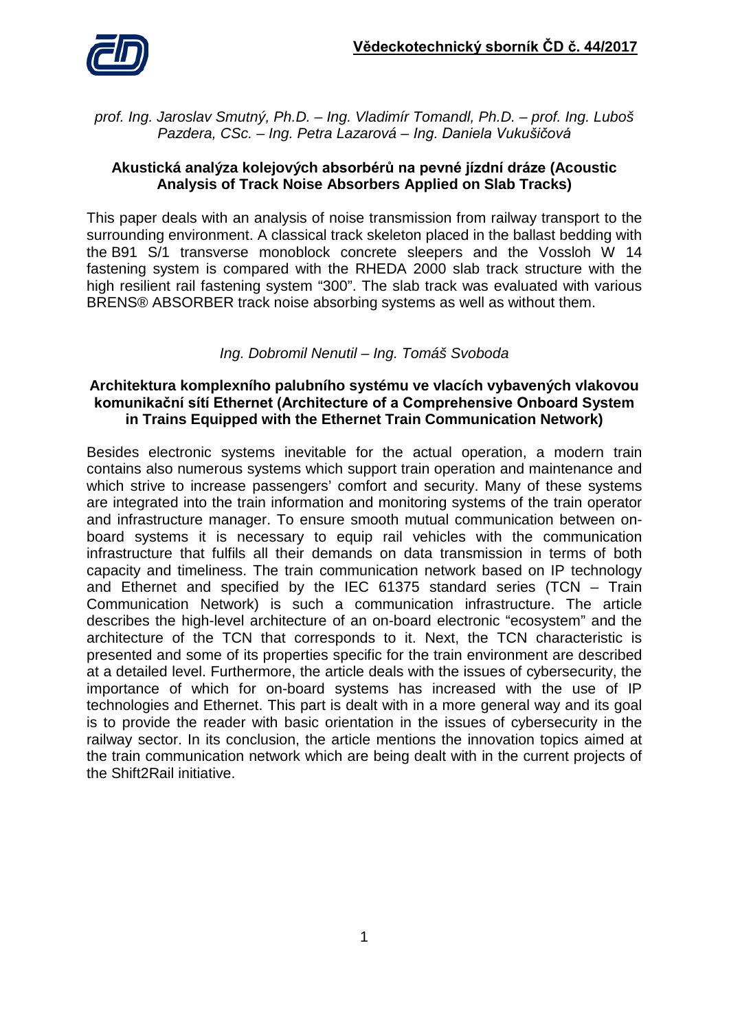*prof. Ing. Jaroslav Smutný, Ph.D. – Ing. Vladimír Tomandl, Ph.D. – prof. Ing. Luboš Pazdera, CSc. – Ing. Petra Lazarová – Ing. Daniela Vukušičová*

**Akustická analýza kolejových absorbérů na pevné jízdní dráze (Acoustic Analysis of Track Noise Absorbers Applied on Slab Tracks)**

This paper deals with an analysis of noise transmission from railway transport to the surrounding environment. A classical track skeleton placed in the ballast bedding with the B91 S/1 transverse monoblock concrete sleepers and the Vossloh W 14 fastening system is compared with the RHEDA 2000 slab track structure with the high resilient rail fastening system "300". The slab track was evaluated with various BRENS® ABSORBER track noise absorbing systems as well as without them.

*Ing. Dobromil Nenutil – Ing. Tomáš Svoboda*

**Architektura komplexního palubního systému ve vlacích vybavených vlakovou komunikační sítí Ethernet (Architecture of a Comprehensive Onboard System in Trains Equipped with the Ethernet Train Communication Network)**

Besides electronic systems inevitable for the actual operation, a modern train contains also numerous systems which support train operation and maintenance and which strive to increase passengers' comfort and security. Many of these systems are integrated into the train information and monitoring systems of the train operator and infrastructure manager. To ensure smooth mutual communication between on-board systems it is necessary to equip rail vehicles with the communication infrastructure that fulfils all their demands on data transmission in terms of both capacity and timeliness. The train communication network based on IP technology and Ethernet and specified by the IEC 61375 standard series (TCN – Train Communication Network) is such a communication infrastructure. The article describes the high-level architecture of an on-board electronic "ecosystem" and the architecture of the TCN that corresponds to it. Next, the TCN characteristic is presented and some of its properties specific for the train environment are described at a detailed level. Furthermore, the article deals with the issues of cybersecurity, the importance of which for on-board systems has increased with the use of IP technologies and Ethernet. This part is dealt with in a more general way and its goal is to provide the reader with basic orientation in the issues of cybersecurity in the railway sector. In its conclusion, the article mentions the innovation topics aimed at the train communication network which are being dealt with in the current projects of the Shift2Rail initiative.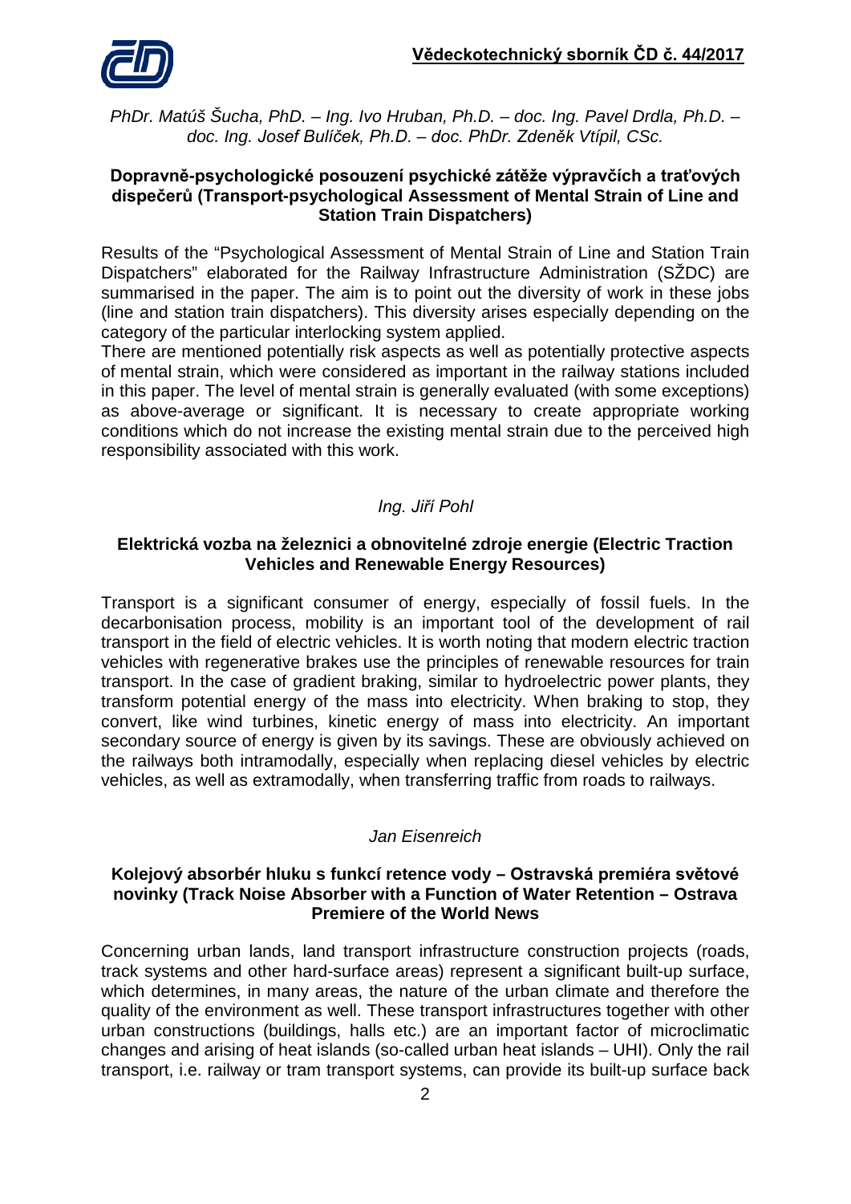*PhDr. Matúš Šucha, PhD. – Ing. Ivo Hruban, Ph.D. – doc. Ing. Pavel Drdla, Ph.D. – doc. Ing. Josef Bulíček, Ph.D. – doc. PhDr. Zdeněk Vtípil, CSc.*

**Dopravně-psychologické posouzení psychické zátěže výpravčích a traťových dispečerů (Transport-psychological Assessment of Mental Strain of Line and Station Train Dispatchers)**

Results of the "Psychological Assessment of Mental Strain of Line and Station Train Dispatchers" elaborated for the Railway Infrastructure Administration (SŽDC) are summarised in the paper. The aim is to point out the diversity of work in these jobs (line and station train dispatchers). This diversity arises especially depending on the category of the particular interlocking system applied.
There are mentioned potentially risk aspects as well as potentially protective aspects of mental strain, which were considered as important in the railway stations included in this paper. The level of mental strain is generally evaluated (with some exceptions) as above-average or significant. It is necessary to create appropriate working conditions which do not increase the existing mental strain due to the perceived high responsibility associated with this work.

*Ing. Jiří Pohl*

**Elektrická vozba na železnici a obnovitelné zdroje energie (Electric Traction Vehicles and Renewable Energy Resources)**

Transport is a significant consumer of energy, especially of fossil fuels. In the decarbonisation process, mobility is an important tool of the development of rail transport in the field of electric vehicles. It is worth noting that modern electric traction vehicles with regenerative brakes use the principles of renewable resources for train transport. In the case of gradient braking, similar to hydroelectric power plants, they transform potential energy of the mass into electricity. When braking to stop, they convert, like wind turbines, kinetic energy of mass into electricity. An important secondary source of energy is given by its savings. These are obviously achieved on the railways both intramodally, especially when replacing diesel vehicles by electric vehicles, as well as extramodally, when transferring traffic from roads to railways.

*Jan Eisenreich*

**Kolejový absorbér hluku s funkcí retence vody – Ostravská premiéra světové novinky (Track Noise Absorber with a Function of Water Retention – Ostrava Premiere of the World News**

Concerning urban lands, land transport infrastructure construction projects (roads, track systems and other hard-surface areas) represent a significant built-up surface, which determines, in many areas, the nature of the urban climate and therefore the quality of the environment as well. These transport infrastructures together with other urban constructions (buildings, halls etc.) are an important factor of microclimatic changes and arising of heat islands (so-called urban heat islands – UHI). Only the rail transport, i.e. railway or tram transport systems, can provide its built-up surface back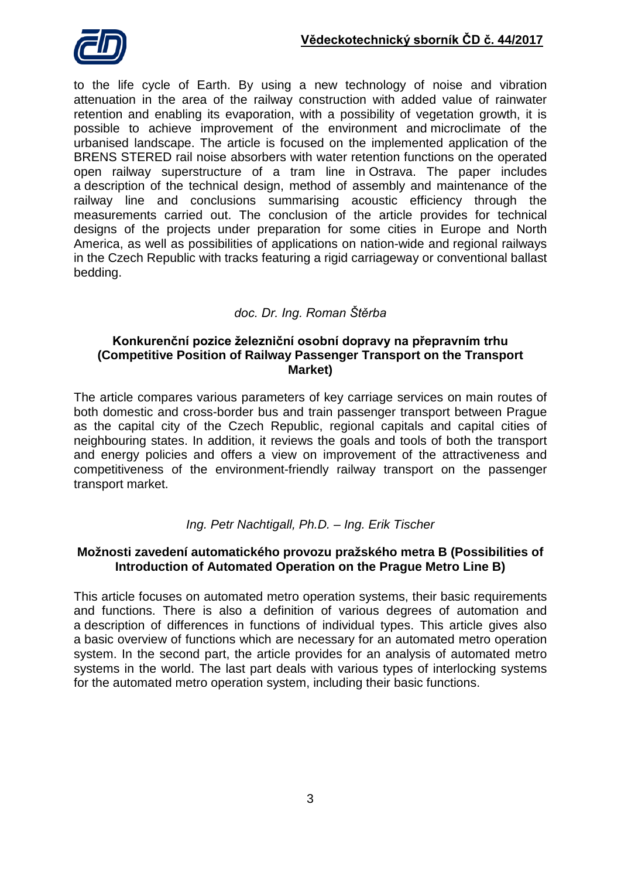to the life cycle of Earth. By using a new technology of noise and vibration attenuation in the area of the railway construction with added value of rainwater retention and enabling its evaporation, with a possibility of vegetation growth, it is possible to achieve improvement of the environment and microclimate of the urbanised landscape. The article is focused on the implemented application of the BRENS STERED rail noise absorbers with water retention functions on the operated open railway superstructure of a tram line in Ostrava. The paper includes a description of the technical design, method of assembly and maintenance of the railway line and conclusions summarising acoustic efficiency through the measurements carried out. The conclusion of the article provides for technical designs of the projects under preparation for some cities in Europe and North America, as well as possibilities of applications on nation-wide and regional railways in the Czech Republic with tracks featuring a rigid carriageway or conventional ballast bedding.

*doc. Dr. Ing. Roman Štěrba*

**Konkurenční pozice železniční osobní dopravy na přepravním trhu (Competitive Position of Railway Passenger Transport on the Transport Market)**

The article compares various parameters of key carriage services on main routes of both domestic and cross-border bus and train passenger transport between Prague as the capital city of the Czech Republic, regional capitals and capital cities of neighbouring states. In addition, it reviews the goals and tools of both the transport and energy policies and offers a view on improvement of the attractiveness and competitiveness of the environment-friendly railway transport on the passenger transport market.

*Ing. Petr Nachtigall, Ph.D. – Ing. Erik Tischer*

**Možnosti zavedení automatického provozu pražského metra B (Possibilities of Introduction of Automated Operation on the Prague Metro Line B)**

This article focuses on automated metro operation systems, their basic requirements and functions. There is also a definition of various degrees of automation and a description of differences in functions of individual types. This article gives also a basic overview of functions which are necessary for an automated metro operation system. In the second part, the article provides for an analysis of automated metro systems in the world. The last part deals with various types of interlocking systems for the automated metro operation system, including their basic functions.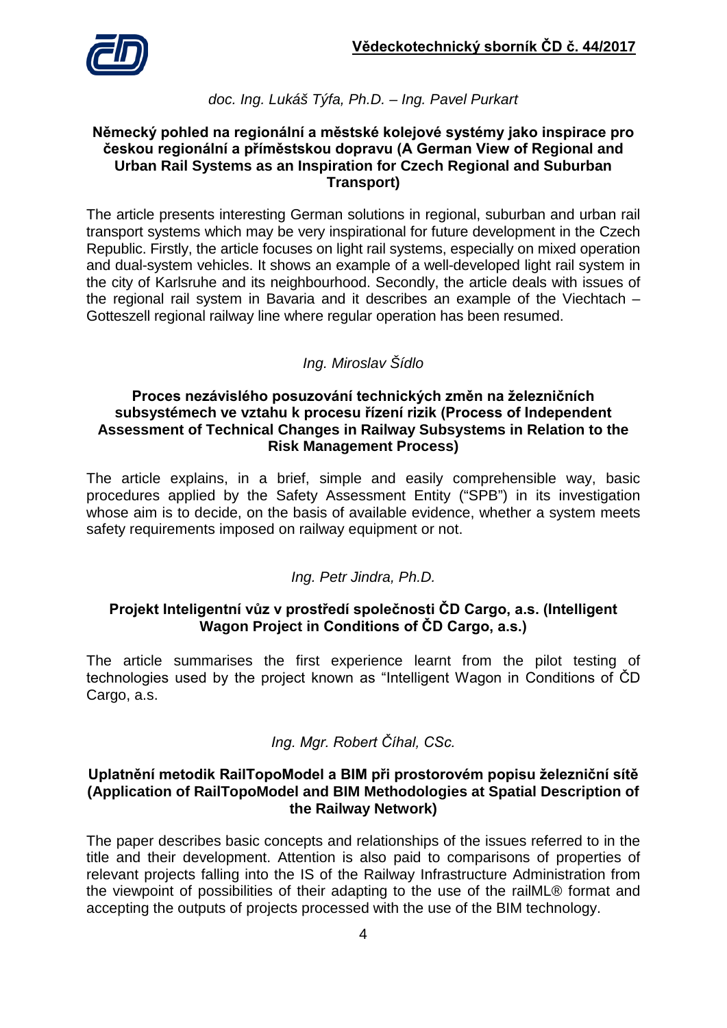*doc. Ing. Lukáš Týfa, Ph.D. – Ing. Pavel Purkart*

**Německý pohled na regionální a městské kolejové systémy jako inspirace pro českou regionální a příměstskou dopravu (A German View of Regional and Urban Rail Systems as an Inspiration for Czech Regional and Suburban Transport)**

The article presents interesting German solutions in regional, suburban and urban rail transport systems which may be very inspirational for future development in the Czech Republic. Firstly, the article focuses on light rail systems, especially on mixed operation and dual-system vehicles. It shows an example of a well-developed light rail system in the city of Karlsruhe and its neighbourhood. Secondly, the article deals with issues of the regional rail system in Bavaria and it describes an example of the Viechtach – Gotteszell regional railway line where regular operation has been resumed.

*Ing. Miroslav Šídlo*

**Proces nezávislého posuzování technických změn na železničních subsystémech ve vztahu k procesu řízení rizik (Process of Independent Assessment of Technical Changes in Railway Subsystems in Relation to the Risk Management Process)**

The article explains, in a brief, simple and easily comprehensible way, basic procedures applied by the Safety Assessment Entity ("SPB") in its investigation whose aim is to decide, on the basis of available evidence, whether a system meets safety requirements imposed on railway equipment or not.

*Ing. Petr Jindra, Ph.D.*

**Projekt Inteligentní vůz v prostředí společnosti ČD Cargo, a.s. (Intelligent Wagon Project in Conditions of ČD Cargo, a.s.)**

The article summarises the first experience learnt from the pilot testing of technologies used by the project known as "Intelligent Wagon in Conditions of ČD Cargo, a.s.

*Ing. Mgr. Robert Číhal, CSc.*

**Uplatnění metodik RailTopoModel a BIM při prostorovém popisu železniční sítě (Application of RailTopoModel and BIM Methodologies at Spatial Description of the Railway Network)**

The paper describes basic concepts and relationships of the issues referred to in the title and their development. Attention is also paid to comparisons of properties of relevant projects falling into the IS of the Railway Infrastructure Administration from the viewpoint of possibilities of their adapting to the use of the railML® format and accepting the outputs of projects processed with the use of the BIM technology.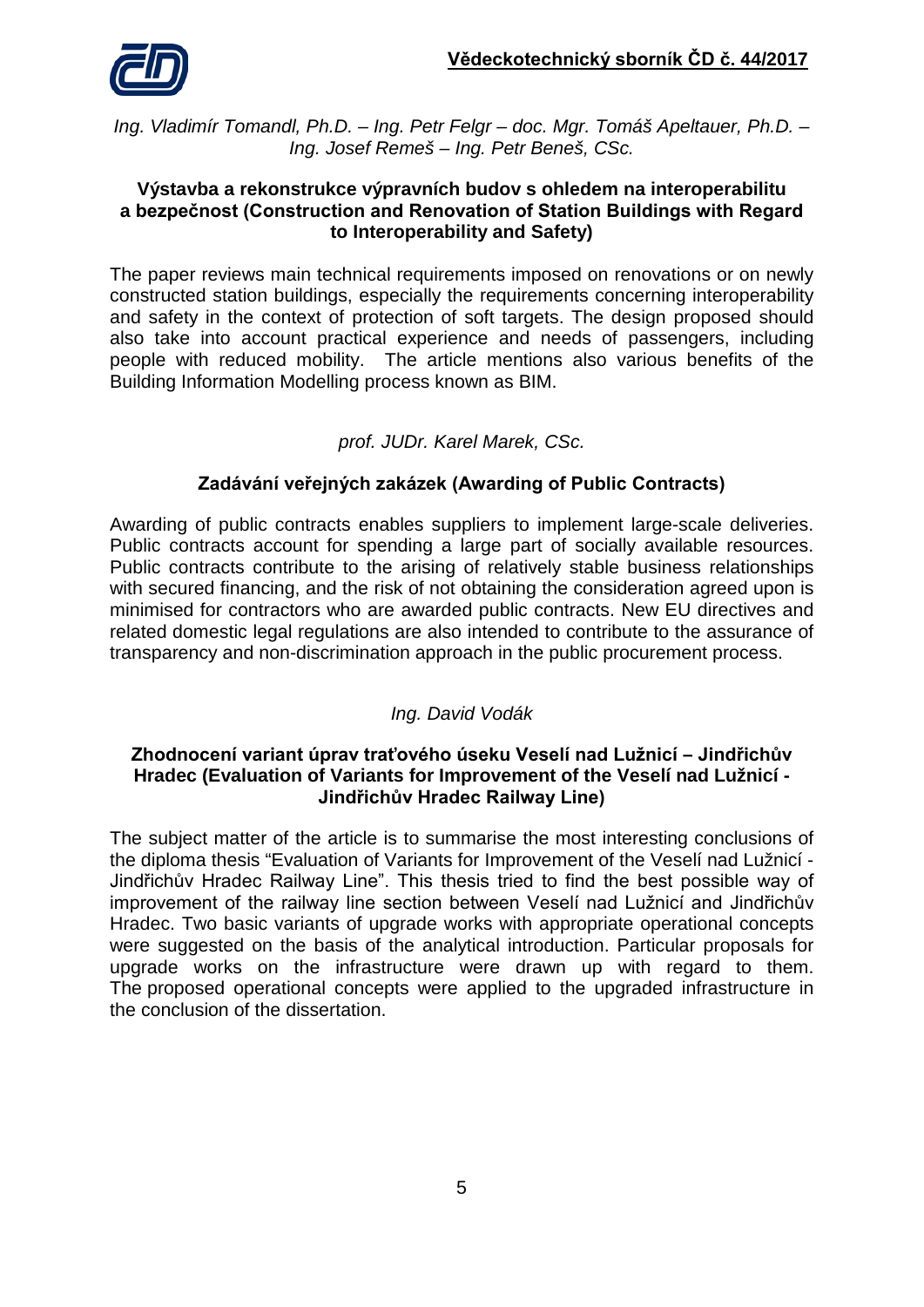*Ing. Vladimír Tomandl, Ph.D. – Ing. Petr Felgr – doc. Mgr. Tomáš Apeltauer, Ph.D. – Ing. Josef Remeš – Ing. Petr Beneš, CSc.*

**Výstavba a rekonstrukce výpravních budov s ohledem na interoperabilitu a bezpečnost (Construction and Renovation of Station Buildings with Regard to Interoperability and Safety)**

The paper reviews main technical requirements imposed on renovations or on newly constructed station buildings, especially the requirements concerning interoperability and safety in the context of protection of soft targets. The design proposed should also take into account practical experience and needs of passengers, including people with reduced mobility. The article mentions also various benefits of the Building Information Modelling process known as BIM.

*prof. JUDr. Karel Marek, CSc.*

**Zadávání veřejných zakázek (Awarding of Public Contracts)**

Awarding of public contracts enables suppliers to implement large-scale deliveries. Public contracts account for spending a large part of socially available resources. Public contracts contribute to the arising of relatively stable business relationships with secured financing, and the risk of not obtaining the consideration agreed upon is minimised for contractors who are awarded public contracts. New EU directives and related domestic legal regulations are also intended to contribute to the assurance of transparency and non-discrimination approach in the public procurement process.

*Ing. David Vodák*

**Zhodnocení variant úprav traťového úseku Veselí nad Lužnicí – Jindřichův Hradec (Evaluation of Variants for Improvement of the Veselí nad Lužnicí - Jindřichův Hradec Railway Line)**

The subject matter of the article is to summarise the most interesting conclusions of the diploma thesis "Evaluation of Variants for Improvement of the Veselí nad Lužnicí - Jindřichův Hradec Railway Line". This thesis tried to find the best possible way of improvement of the railway line section between Veselí nad Lužnicí and Jindřichův Hradec. Two basic variants of upgrade works with appropriate operational concepts were suggested on the basis of the analytical introduction. Particular proposals for upgrade works on the infrastructure were drawn up with regard to them. The proposed operational concepts were applied to the upgraded infrastructure in the conclusion of the dissertation.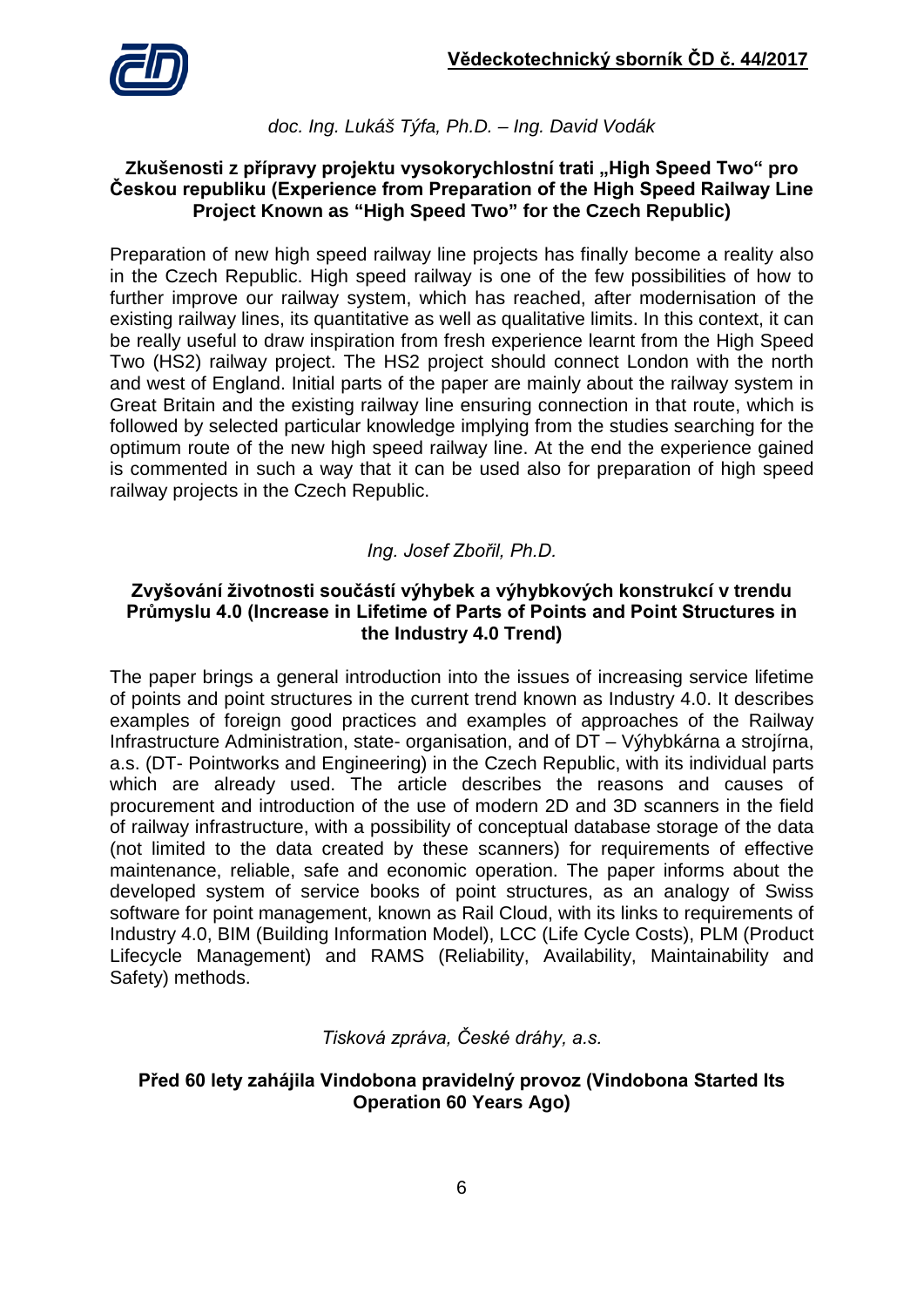*doc. Ing. Lukáš Týfa, Ph.D. – Ing. David Vodák*

**Zkušenosti z přípravy projektu vysokorychlostní trati „High Speed Two" pro Českou republiku (Experience from Preparation of the High Speed Railway Line Project Known as "High Speed Two" for the Czech Republic)**

Preparation of new high speed railway line projects has finally become a reality also in the Czech Republic. High speed railway is one of the few possibilities of how to further improve our railway system, which has reached, after modernisation of the existing railway lines, its quantitative as well as qualitative limits. In this context, it can be really useful to draw inspiration from fresh experience learnt from the High Speed Two (HS2) railway project. The HS2 project should connect London with the north and west of England. Initial parts of the paper are mainly about the railway system in Great Britain and the existing railway line ensuring connection in that route, which is followed by selected particular knowledge implying from the studies searching for the optimum route of the new high speed railway line. At the end the experience gained is commented in such a way that it can be used also for preparation of high speed railway projects in the Czech Republic.

*Ing. Josef Zbořil, Ph.D.*

**Zvyšování životnosti součástí výhybek a výhybkových konstrukcí v trendu Průmyslu 4.0 (Increase in Lifetime of Parts of Points and Point Structures in the Industry 4.0 Trend)**

The paper brings a general introduction into the issues of increasing service lifetime of points and point structures in the current trend known as Industry 4.0. It describes examples of foreign good practices and examples of approaches of the Railway Infrastructure Administration, state- organisation, and of DT – Výhybkárna a strojírna, a.s. (DT- Pointworks and Engineering) in the Czech Republic, with its individual parts which are already used. The article describes the reasons and causes of procurement and introduction of the use of modern 2D and 3D scanners in the field of railway infrastructure, with a possibility of conceptual database storage of the data (not limited to the data created by these scanners) for requirements of effective maintenance, reliable, safe and economic operation. The paper informs about the developed system of service books of point structures, as an analogy of Swiss software for point management, known as Rail Cloud, with its links to requirements of Industry 4.0, BIM (Building Information Model), LCC (Life Cycle Costs), PLM (Product Lifecycle Management) and RAMS (Reliability, Availability, Maintainability and Safety) methods.

*Tisková zpráva, České dráhy, a.s.*

**Před 60 lety zahájila Vindobona pravidelný provoz (Vindobona Started Its Operation 60 Years Ago)**